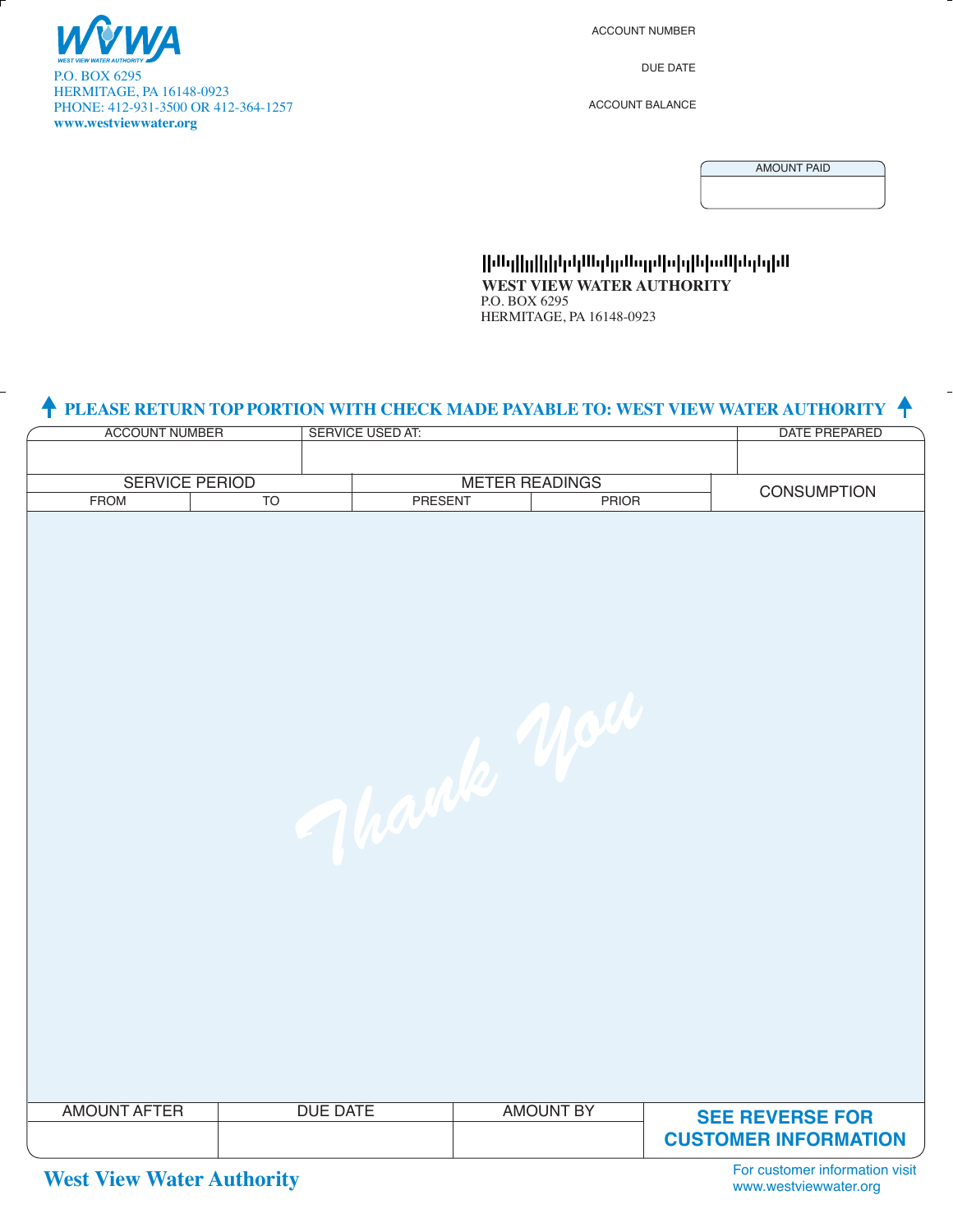WVWA
WEST VIEW WATER AUTHORITY

P.O. BOX 6295
HERMITAGE, PA 16148-0923
PHONE: 412-931-3500 OR 412-364-1257
**www.westviewwater.org**

ACCOUNT NUMBER

DUE DATE

ACCOUNT BALANCE

| AMOUNT PAID |
|---|
| |

**WEST VIEW WATER AUTHORITY**
P.O. BOX 6295
HERMITAGE, PA 16148-0923

**PLEASE RETURN TOP PORTION WITH CHECK MADE PAYABLE TO: WEST VIEW WATER AUTHORITY**

| ACCOUNT NUMBER | SERVICE USED AT: | DATE PREPARED |
|---|---|---|
| | | |

| SERVICE PERIOD | | METER READINGS | | CONSUMPTION |
|---|---|---|---|---|
| FROM | TO | PRESENT | PRIOR | |

*Thank You*

| AMOUNT AFTER | DUE DATE | AMOUNT BY | SEE REVERSE FOR CUSTOMER INFORMATION |
|---|---|---|---|
| | | | |

**West View Water Authority**

For customer information visit
www.westviewwater.org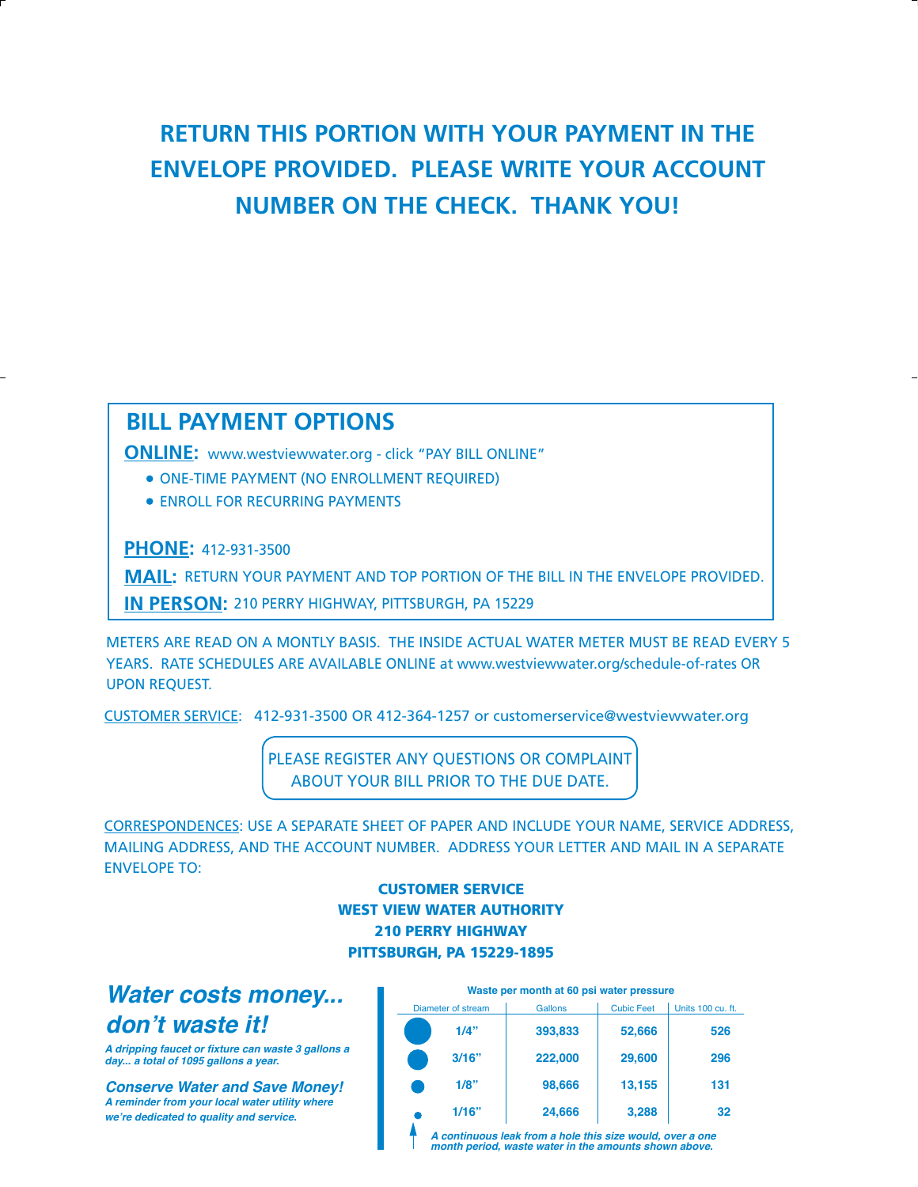**RETURN THIS PORTION WITH YOUR PAYMENT IN THE ENVELOPE PROVIDED. PLEASE WRITE YOUR ACCOUNT NUMBER ON THE CHECK. THANK YOU!**

## BILL PAYMENT OPTIONS

**ONLINE:** www.westviewwater.org - click "PAY BILL ONLINE"

- ONE-TIME PAYMENT (NO ENROLLMENT REQUIRED)
- ENROLL FOR RECURRING PAYMENTS

**PHONE:** 412-931-3500

**MAIL:** RETURN YOUR PAYMENT AND TOP PORTION OF THE BILL IN THE ENVELOPE PROVIDED.

**IN PERSON:** 210 PERRY HIGHWAY, PITTSBURGH, PA 15229

METERS ARE READ ON A MONTLY BASIS. THE INSIDE ACTUAL WATER METER MUST BE READ EVERY 5 YEARS. RATE SCHEDULES ARE AVAILABLE ONLINE at www.westviewwater.org/schedule-of-rates OR UPON REQUEST.

CUSTOMER SERVICE: 412-931-3500 OR 412-364-1257 or customerservice@westviewwater.org

PLEASE REGISTER ANY QUESTIONS OR COMPLAINT ABOUT YOUR BILL PRIOR TO THE DUE DATE.

CORRESPONDENCES: USE A SEPARATE SHEET OF PAPER AND INCLUDE YOUR NAME, SERVICE ADDRESS, MAILING ADDRESS, AND THE ACCOUNT NUMBER. ADDRESS YOUR LETTER AND MAIL IN A SEPARATE ENVELOPE TO:

**CUSTOMER SERVICE**
**WEST VIEW WATER AUTHORITY**
**210 PERRY HIGHWAY**
**PITTSBURGH, PA 15229-1895**

## *Water costs money... don't waste it!*

***A dripping faucet or fixture can waste 3 gallons a day... a total of 1095 gallons a year.***

***Conserve Water and Save Money!***
***A reminder from your local water utility where we're dedicated to quality and service.***

**Waste per month at 60 psi water pressure**

| Diameter of stream | Gallons | Cubic Feet | Units 100 cu. ft. |
|---|---|---|---|
| 1/4" | 393,833 | 52,666 | 526 |
| 3/16" | 222,000 | 29,600 | 296 |
| 1/8" | 98,666 | 13,155 | 131 |
| 1/16" | 24,666 | 3,288 | 32 |

*A continuous leak from a hole this size would, over a one month period, waste water in the amounts shown above.*